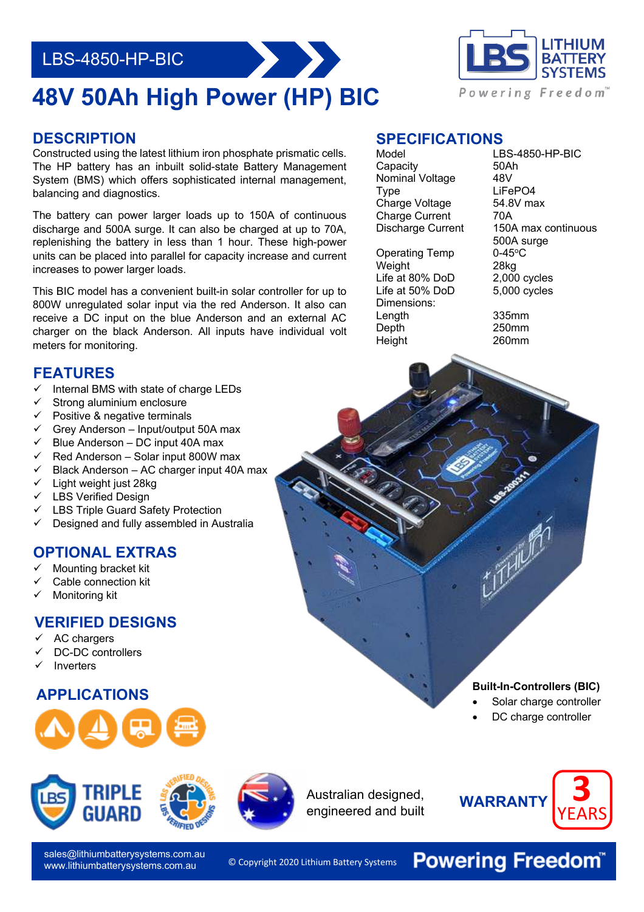LBS-4850-HP-BIC

# 48V 50Ah High Power (HP) BIC

LITHIUM BATTERY SYSTEMS

*Powering Freedom™*

## DESCRIPTION

Constructed using the latest lithium iron phosphate prismatic cells. The HP battery has an inbuilt solid-state Battery Management System (BMS) which offers sophisticated internal management, balancing and diagnostics.

The battery can power larger loads up to 150A of continuous discharge and 500A surge. It can also be charged at up to 70A, replenishing the battery in less than 1 hour. These high-power units can be placed into parallel for capacity increase and current increases to power larger loads.

This BIC model has a convenient built-in solar controller for up to 800W unregulated solar input via the red Anderson. It also can receive a DC input on the blue Anderson and an external AC charger on the black Anderson. All inputs have individual volt meters for monitoring.

## SPECIFICATIONS

| | |
|---|---|
| Model | LBS-4850-HP-BIC |
| Capacity | 50Ah |
| Nominal Voltage | 48V |
| Type | LiFePO4 |
| Charge Voltage | 54.8V max |
| Charge Current | 70A |
| Discharge Current | 150A max continuous<br>500A surge |
| Operating Temp | 0-45°C |
| Weight | 28kg |
| Life at 80% DoD | 2,000 cycles |
| Life at 50% DoD | 5,000 cycles |
| Dimensions: | |
| Length | 335mm |
| Depth | 250mm |
| Height | 260mm |

## FEATURES

- ✓ Internal BMS with state of charge LEDs
- ✓ Strong aluminium enclosure
- ✓ Positive & negative terminals
- ✓ Grey Anderson – Input/output 50A max
- ✓ Blue Anderson – DC input 40A max
- ✓ Red Anderson – Solar input 800W max
- ✓ Black Anderson – AC charger input 40A max
- ✓ Light weight just 28kg
- ✓ LBS Verified Design
- ✓ LBS Triple Guard Safety Protection
- ✓ Designed and fully assembled in Australia

## OPTIONAL EXTRAS

- ✓ Mounting bracket kit
- ✓ Cable connection kit
- ✓ Monitoring kit

## VERIFIED DESIGNS

- ✓ AC chargers
- ✓ DC-DC controllers
- ✓ Inverters

## APPLICATIONS

**Built-In-Controllers (BIC)**

- Solar charge controller
- DC charge controller

TRIPLE GUARD

Australian designed, engineered and built

**WARRANTY** 3 YEARS

sales@lithiumbatterysystems.com.au
www.lithiumbatterysystems.com.au

© Copyright 2020 Lithium Battery Systems

**Powering Freedom™**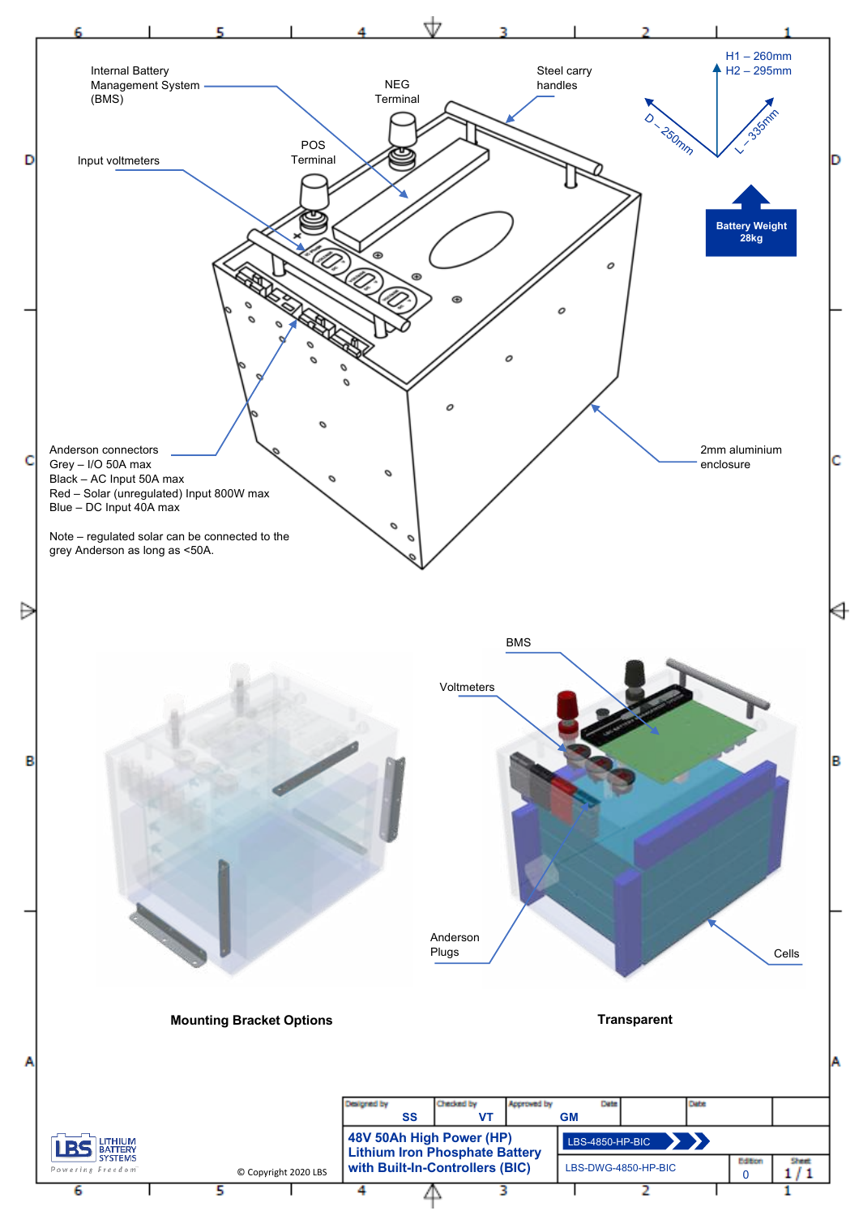Internal Battery Management System (BMS)

NEG Terminal

Steel carry handles

POS Terminal

Input voltmeters

H1 – 260mm
H2 – 295mm

D – 250mm

L – 335mm

**Battery Weight 28kg**

Anderson connectors
Grey – I/O 50A max
Black – AC Input 50A max
Red – Solar (unregulated) Input 800W max
Blue – DC Input 40A max

Note – regulated solar can be connected to the grey Anderson as long as <50A.

2mm aluminium enclosure

BMS

Voltmeters

Anderson Plugs

Cells

**Mounting Bracket Options**

**Transparent**

| Designed by | Checked by | Approved by | Date | Date |
|---|---|---|---|---|
| SS | VT | GM | | |

**48V 50Ah High Power (HP) Lithium Iron Phosphate Battery with Built-In-Controllers (BIC)**

LBS-4850-HP-BIC

LBS-DWG-4850-HP-BIC

Edition: 0

Sheet: 1 / 1

LBS LITHIUM BATTERY SYSTEMS — Powering Freedom

© Copyright 2020 LBS